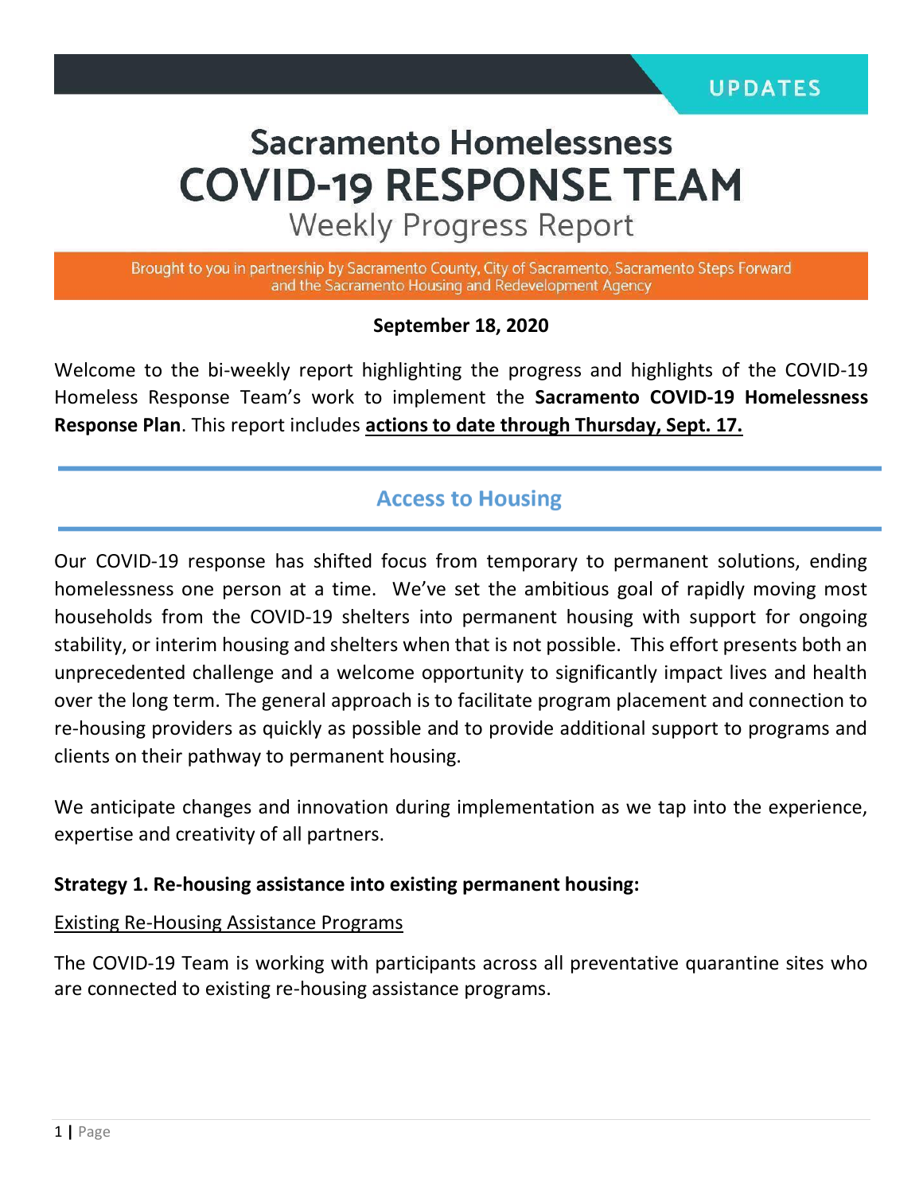UPDATES

# Sacramento Homelessness
# COVID-19 RESPONSE TEAM
## Weekly Progress Report

Brought to you in partnership by Sacramento County, City of Sacramento, Sacramento Steps Forward and the Sacramento Housing and Redevelopment Agency

**September 18, 2020**

Welcome to the bi-weekly report highlighting the progress and highlights of the COVID-19 Homeless Response Team's work to implement the **Sacramento COVID-19 Homelessness Response Plan**. This report includes **actions to date through Thursday, Sept. 17.**

## Access to Housing

Our COVID-19 response has shifted focus from temporary to permanent solutions, ending homelessness one person at a time. We've set the ambitious goal of rapidly moving most households from the COVID-19 shelters into permanent housing with support for ongoing stability, or interim housing and shelters when that is not possible. This effort presents both an unprecedented challenge and a welcome opportunity to significantly impact lives and health over the long term. The general approach is to facilitate program placement and connection to re-housing providers as quickly as possible and to provide additional support to programs and clients on their pathway to permanent housing.

We anticipate changes and innovation during implementation as we tap into the experience, expertise and creativity of all partners.

**Strategy 1. Re-housing assistance into existing permanent housing:**

Existing Re-Housing Assistance Programs

The COVID-19 Team is working with participants across all preventative quarantine sites who are connected to existing re-housing assistance programs.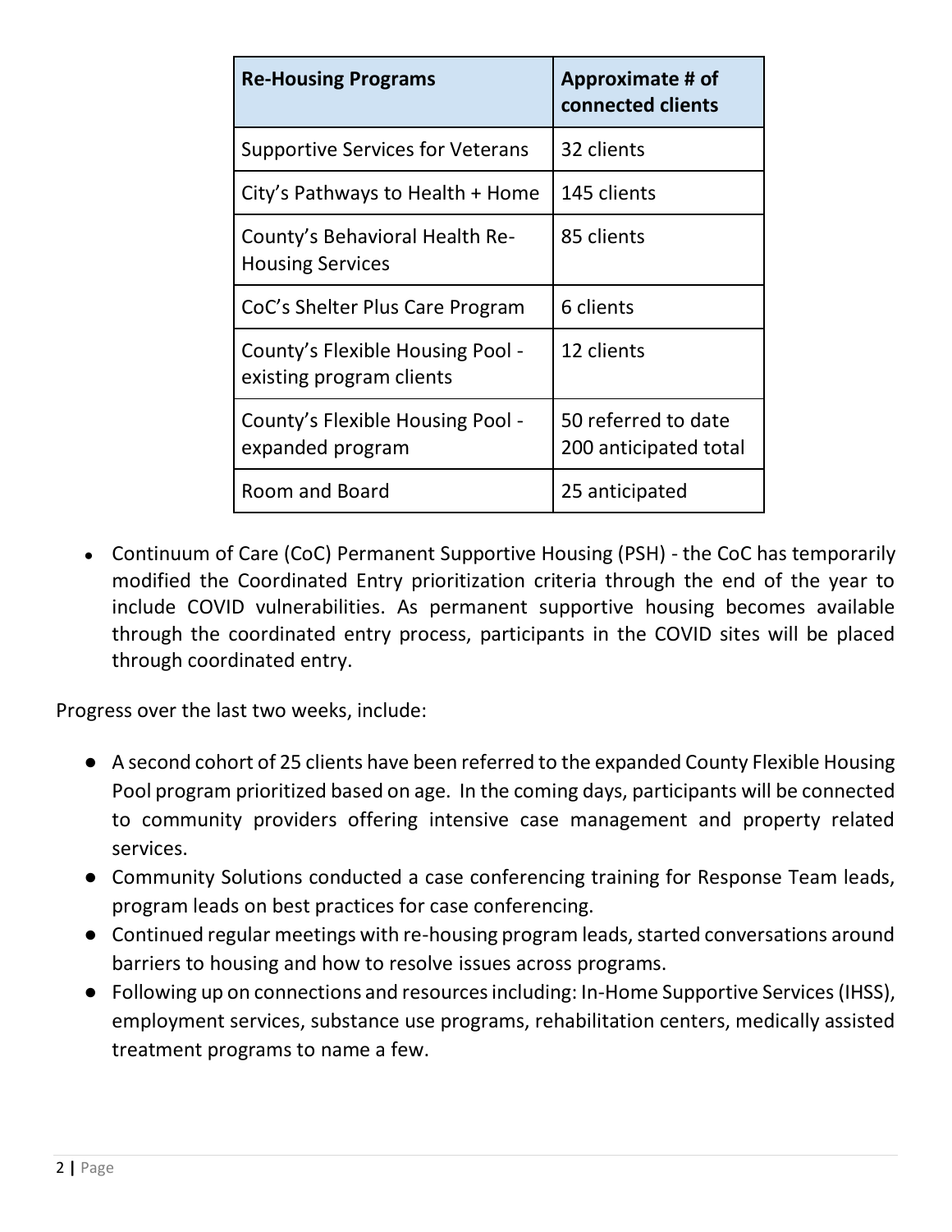| Re-Housing Programs | Approximate # of connected clients |
|---|---|
| Supportive Services for Veterans | 32 clients |
| City's Pathways to Health + Home | 145 clients |
| County's Behavioral Health Re-Housing Services | 85 clients |
| CoC's Shelter Plus Care Program | 6 clients |
| County's Flexible Housing Pool - existing program clients | 12 clients |
| County's Flexible Housing Pool - expanded program | 50 referred to date<br>200 anticipated total |
| Room and Board | 25 anticipated |

- Continuum of Care (CoC) Permanent Supportive Housing (PSH) - the CoC has temporarily modified the Coordinated Entry prioritization criteria through the end of the year to include COVID vulnerabilities. As permanent supportive housing becomes available through the coordinated entry process, participants in the COVID sites will be placed through coordinated entry.

Progress over the last two weeks, include:

- A second cohort of 25 clients have been referred to the expanded County Flexible Housing Pool program prioritized based on age. In the coming days, participants will be connected to community providers offering intensive case management and property related services.
- Community Solutions conducted a case conferencing training for Response Team leads, program leads on best practices for case conferencing.
- Continued regular meetings with re-housing program leads, started conversations around barriers to housing and how to resolve issues across programs.
- Following up on connections and resources including: In-Home Supportive Services (IHSS), employment services, substance use programs, rehabilitation centers, medically assisted treatment programs to name a few.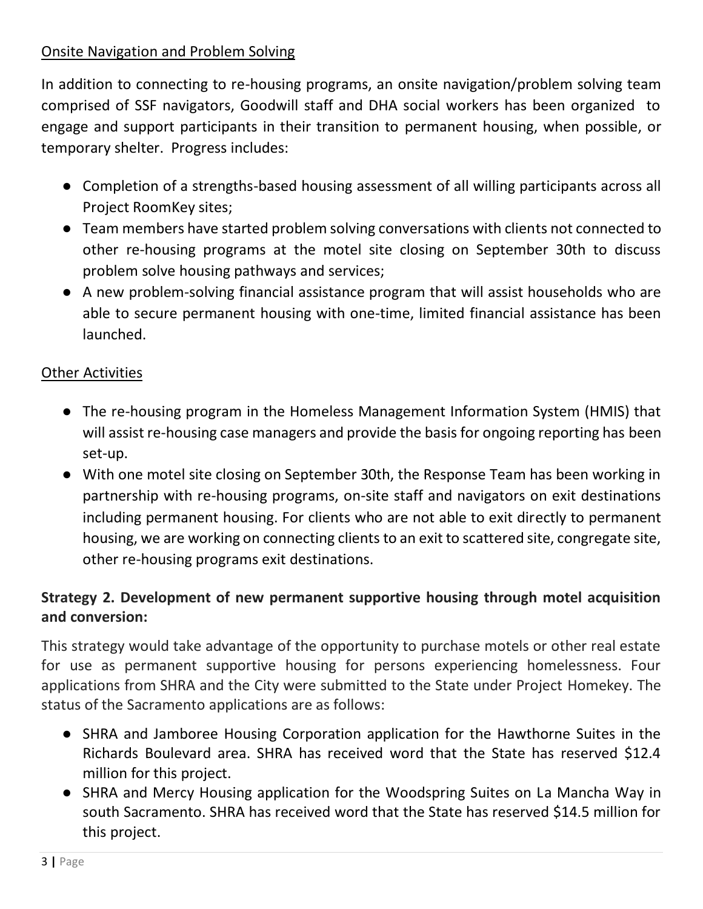<u>Onsite Navigation and Problem Solving</u>

In addition to connecting to re-housing programs, an onsite navigation/problem solving team comprised of SSF navigators, Goodwill staff and DHA social workers has been organized to engage and support participants in their transition to permanent housing, when possible, or temporary shelter. Progress includes:

- Completion of a strengths-based housing assessment of all willing participants across all Project RoomKey sites;
- Team members have started problem solving conversations with clients not connected to other re-housing programs at the motel site closing on September 30th to discuss problem solve housing pathways and services;
- A new problem-solving financial assistance program that will assist households who are able to secure permanent housing with one-time, limited financial assistance has been launched.

<u>Other Activities</u>

- The re-housing program in the Homeless Management Information System (HMIS) that will assist re-housing case managers and provide the basis for ongoing reporting has been set-up.
- With one motel site closing on September 30th, the Response Team has been working in partnership with re-housing programs, on-site staff and navigators on exit destinations including permanent housing. For clients who are not able to exit directly to permanent housing, we are working on connecting clients to an exit to scattered site, congregate site, other re-housing programs exit destinations.

**Strategy 2. Development of new permanent supportive housing through motel acquisition and conversion:**

This strategy would take advantage of the opportunity to purchase motels or other real estate for use as permanent supportive housing for persons experiencing homelessness. Four applications from SHRA and the City were submitted to the State under Project Homekey. The status of the Sacramento applications are as follows:

- SHRA and Jamboree Housing Corporation application for the Hawthorne Suites in the Richards Boulevard area. SHRA has received word that the State has reserved $12.4 million for this project.
- SHRA and Mercy Housing application for the Woodspring Suites on La Mancha Way in south Sacramento. SHRA has received word that the State has reserved $14.5 million for this project.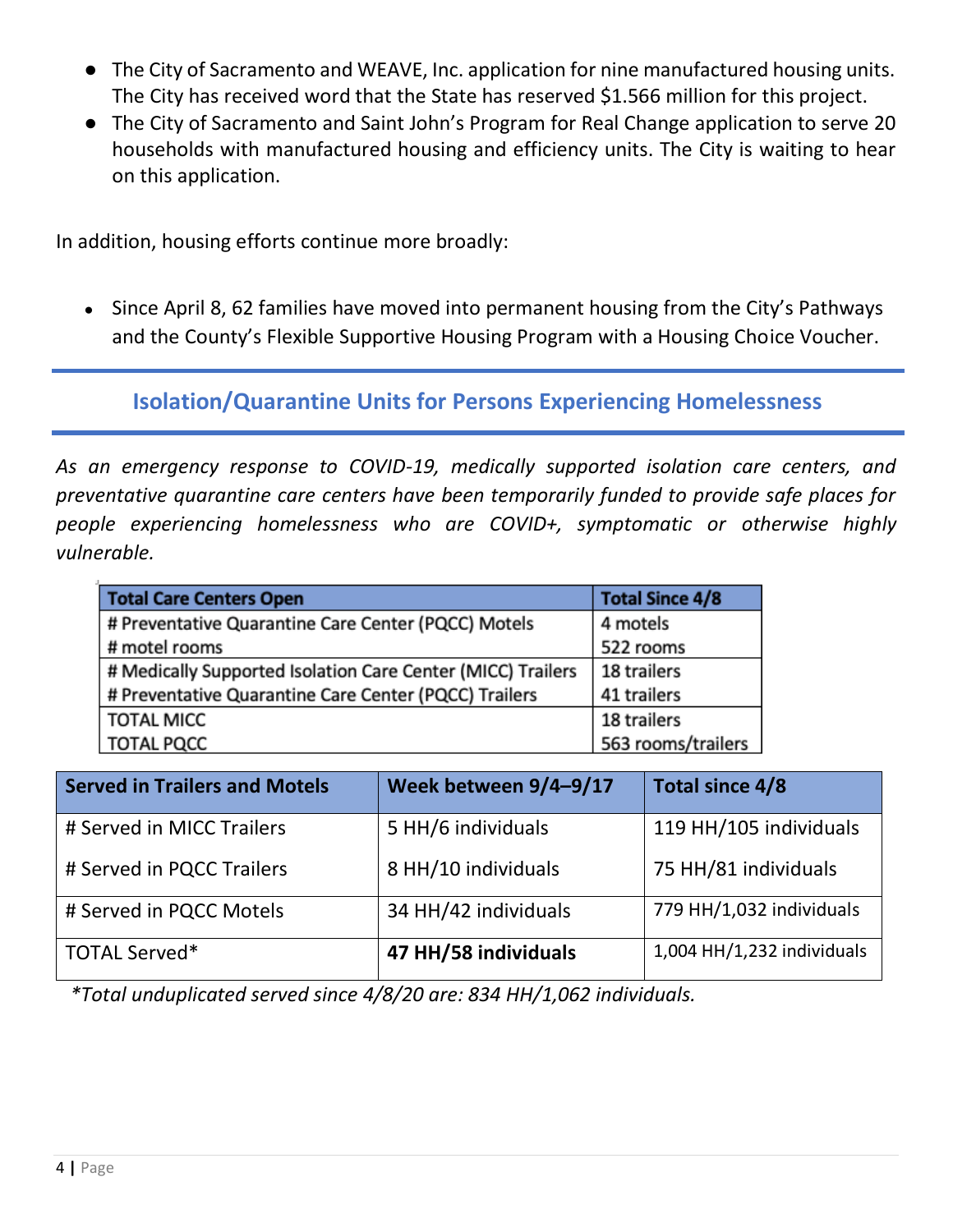- The City of Sacramento and WEAVE, Inc. application for nine manufactured housing units. The City has received word that the State has reserved $1.566 million for this project.
- The City of Sacramento and Saint John's Program for Real Change application to serve 20 households with manufactured housing and efficiency units. The City is waiting to hear on this application.

In addition, housing efforts continue more broadly:

- Since April 8, 62 families have moved into permanent housing from the City's Pathways and the County's Flexible Supportive Housing Program with a Housing Choice Voucher.

## Isolation/Quarantine Units for Persons Experiencing Homelessness

*As an emergency response to COVID-19, medically supported isolation care centers, and preventative quarantine care centers have been temporarily funded to provide safe places for people experiencing homelessness who are COVID+, symptomatic or otherwise highly vulnerable.*

| Total Care Centers Open | Total Since 4/8 |
|---|---|
| # Preventative Quarantine Care Center (PQCC) Motels | 4 motels |
| # motel rooms | 522 rooms |
| # Medically Supported Isolation Care Center (MICC) Trailers | 18 trailers |
| # Preventative Quarantine Care Center (PQCC) Trailers | 41 trailers |
| TOTAL MICC | 18 trailers |
| TOTAL PQCC | 563 rooms/trailers |

| Served in Trailers and Motels | Week between 9/4–9/17 | Total since 4/8 |
|---|---|---|
| # Served in MICC Trailers | 5 HH/6 individuals | 119 HH/105 individuals |
| # Served in PQCC Trailers | 8 HH/10 individuals | 75 HH/81 individuals |
| # Served in PQCC Motels | 34 HH/42 individuals | 779 HH/1,032 individuals |
| TOTAL Served* | **47 HH/58 individuals** | 1,004 HH/1,232 individuals |

*\*Total unduplicated served since 4/8/20 are: 834 HH/1,062 individuals.*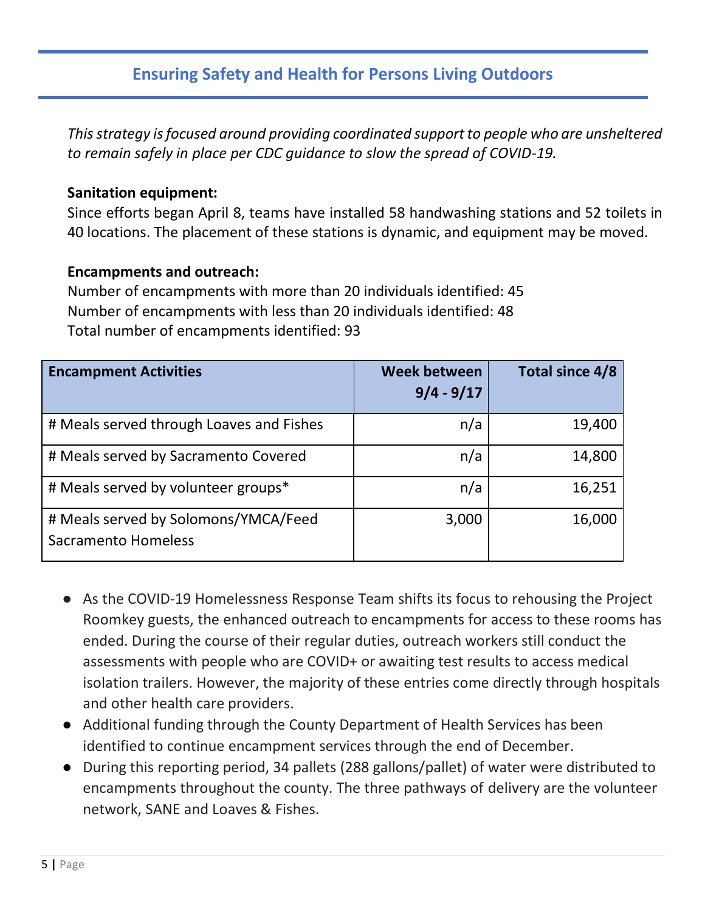## Ensuring Safety and Health for Persons Living Outdoors

*This strategy is focused around providing coordinated support to people who are unsheltered to remain safely in place per CDC guidance to slow the spread of COVID-19.*

**Sanitation equipment:**

Since efforts began April 8, teams have installed 58 handwashing stations and 52 toilets in 40 locations. The placement of these stations is dynamic, and equipment may be moved.

**Encampments and outreach:**

Number of encampments with more than 20 individuals identified: 45
Number of encampments with less than 20 individuals identified: 48
Total number of encampments identified: 93

| Encampment Activities | Week between 9/4 - 9/17 | Total since 4/8 |
|---|---:|---:|
| # Meals served through Loaves and Fishes | n/a | 19,400 |
| # Meals served by Sacramento Covered | n/a | 14,800 |
| # Meals served by volunteer groups* | n/a | 16,251 |
| # Meals served by Solomons/YMCA/Feed Sacramento Homeless | 3,000 | 16,000 |

- As the COVID-19 Homelessness Response Team shifts its focus to rehousing the Project Roomkey guests, the enhanced outreach to encampments for access to these rooms has ended. During the course of their regular duties, outreach workers still conduct the assessments with people who are COVID+ or awaiting test results to access medical isolation trailers. However, the majority of these entries come directly through hospitals and other health care providers.
- Additional funding through the County Department of Health Services has been identified to continue encampment services through the end of December.
- During this reporting period, 34 pallets (288 gallons/pallet) of water were distributed to encampments throughout the county. The three pathways of delivery are the volunteer network, SANE and Loaves & Fishes.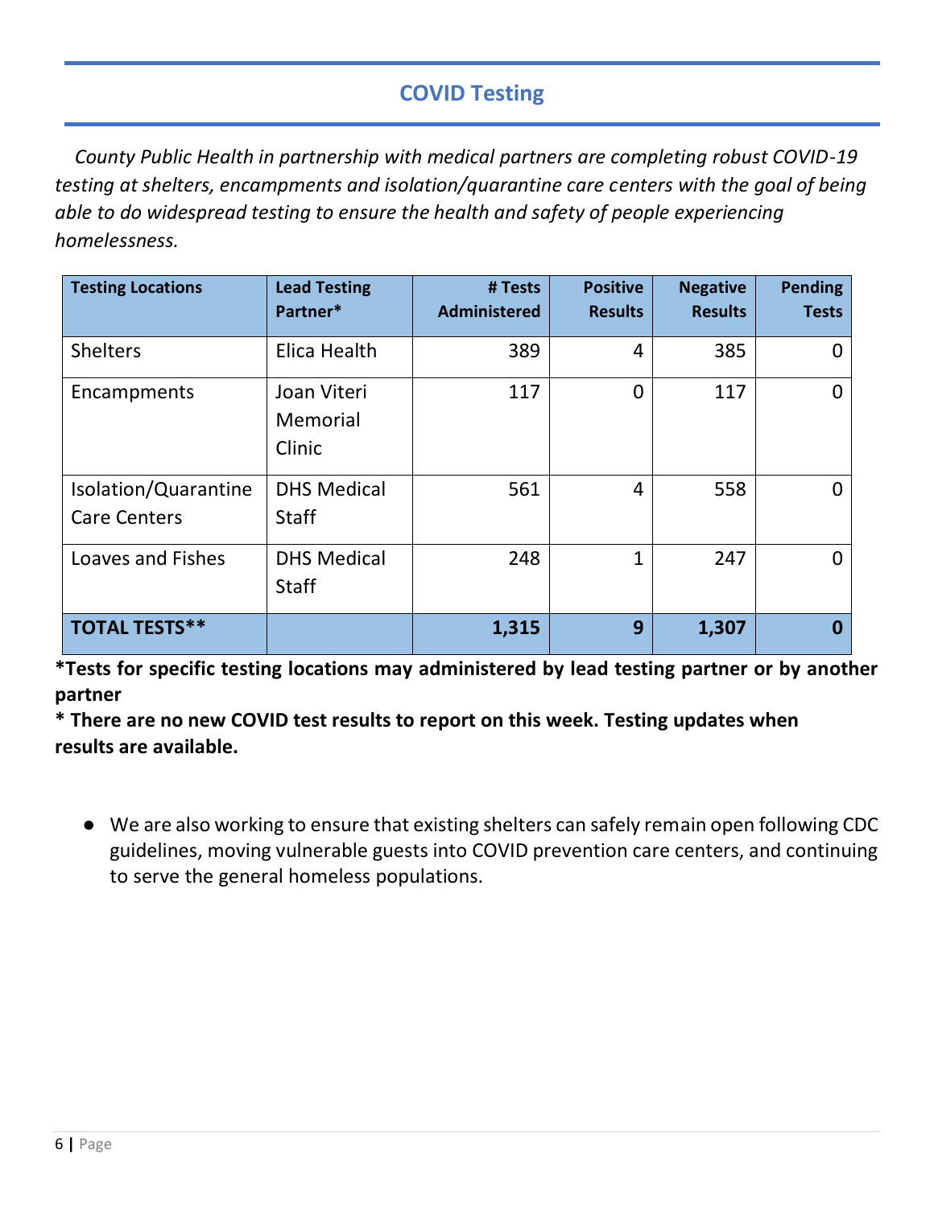## COVID Testing

*County Public Health in partnership with medical partners are completing robust COVID-19 testing at shelters, encampments and isolation/quarantine care centers with the goal of being able to do widespread testing to ensure the health and safety of people experiencing homelessness.*

| Testing Locations | Lead Testing Partner* | # Tests Administered | Positive Results | Negative Results | Pending Tests |
|---|---|---|---|---|---|
| Shelters | Elica Health | 389 | 4 | 385 | 0 |
| Encampments | Joan Viteri Memorial Clinic | 117 | 0 | 117 | 0 |
| Isolation/Quarantine Care Centers | DHS Medical Staff | 561 | 4 | 558 | 0 |
| Loaves and Fishes | DHS Medical Staff | 248 | 1 | 247 | 0 |
| **TOTAL TESTS**** | | **1,315** | **9** | **1,307** | **0** |

**\*Tests for specific testing locations may administered by lead testing partner or by another partner**

**\* There are no new COVID test results to report on this week. Testing updates when results are available.**

- We are also working to ensure that existing shelters can safely remain open following CDC guidelines, moving vulnerable guests into COVID prevention care centers, and continuing to serve the general homeless populations.